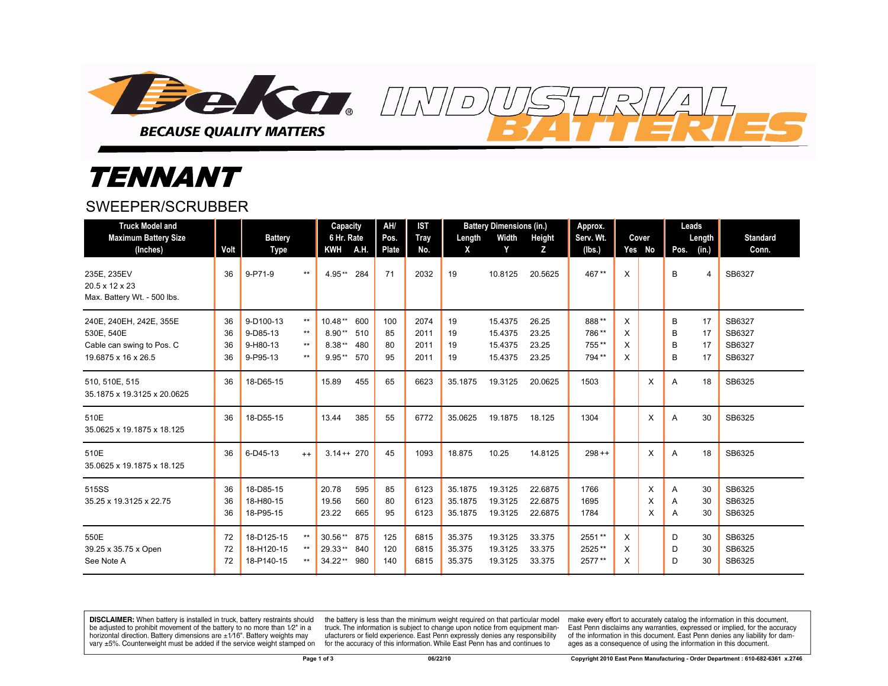# Deka INDUSTRIAL BATTERIES

**BECAUSE QUALITY MATTERS**

# TENNANT

## SWEEPER/SCRUBBER

| Truck Model and Maximum Battery Size (Inches) | Volt | Battery Type | | Capacity 6 Hr. Rate KWH | A.H. | AH/ Pos. Plate | IST Tray No. | Battery Dimensions (in.) Length X | Width Y | Height Z | Approx. Serv. Wt. (lbs.) | Cover Yes | No | Leads Pos. | Length (in.) | Standard Conn. |
|---|---|---|---|---|---|---|---|---|---|---|---|---|---|---|---|---|
| 235E, 235EV<br>20.5 x 12 x 23<br>Max. Battery Wt. - 500 lbs. | 36 | 9-P71-9 | ** | 4.95** | 284 | 71 | 2032 | 19 | 10.8125 | 20.5625 | 467** | X | | B | 4 | SB6327 |
| 240E, 240EH, 242E, 355E | 36 | 9-D100-13 | ** | 10.48** | 600 | 100 | 2074 | 19 | 15.4375 | 26.25 | 888** | X | | B | 17 | SB6327 |
| 530E, 540E | 36 | 9-D85-13 | ** | 8.90** | 510 | 85 | 2011 | 19 | 15.4375 | 23.25 | 786** | X | | B | 17 | SB6327 |
| Cable can swing to Pos. C | 36 | 9-H80-13 | ** | 8.38** | 480 | 80 | 2011 | 19 | 15.4375 | 23.25 | 755** | X | | B | 17 | SB6327 |
| 19.6875 x 16 x 26.5 | 36 | 9-P95-13 | ** | 9.95** | 570 | 95 | 2011 | 19 | 15.4375 | 23.25 | 794** | X | | B | 17 | SB6327 |
| 510, 510E, 515<br>35.1875 x 19.3125 x 20.0625 | 36 | 18-D65-15 | | 15.89 | 455 | 65 | 6623 | 35.1875 | 19.3125 | 20.0625 | 1503 | | X | A | 18 | SB6325 |
| 510E<br>35.0625 x 19.1875 x 18.125 | 36 | 18-D55-15 | | 13.44 | 385 | 55 | 6772 | 35.0625 | 19.1875 | 18.125 | 1304 | | X | A | 30 | SB6325 |
| 510E<br>35.0625 x 19.1875 x 18.125 | 36 | 6-D45-13 | ++ | 3.14++ | 270 | 45 | 1093 | 18.875 | 10.25 | 14.8125 | 298++ | | X | A | 18 | SB6325 |
| 515SS | 36 | 18-D85-15 | | 20.78 | 595 | 85 | 6123 | 35.1875 | 19.3125 | 22.6875 | 1766 | | X | A | 30 | SB6325 |
| 35.25 x 19.3125 x 22.75 | 36 | 18-H80-15 | | 19.56 | 560 | 80 | 6123 | 35.1875 | 19.3125 | 22.6875 | 1695 | | X | A | 30 | SB6325 |
| | 36 | 18-P95-15 | | 23.22 | 665 | 95 | 6123 | 35.1875 | 19.3125 | 22.6875 | 1784 | | X | A | 30 | SB6325 |
| 550E | 72 | 18-D125-15 | ** | 30.56** | 875 | 125 | 6815 | 35.375 | 19.3125 | 33.375 | 2551** | X | | D | 30 | SB6325 |
| 39.25 x 35.75 x Open | 72 | 18-H120-15 | ** | 29.33** | 840 | 120 | 6815 | 35.375 | 19.3125 | 33.375 | 2525** | X | | D | 30 | SB6325 |
| See Note A | 72 | 18-P140-15 | ** | 34.22** | 980 | 140 | 6815 | 35.375 | 19.3125 | 33.375 | 2577** | X | | D | 30 | SB6325 |

**DISCLAIMER:** When battery is installed in truck, battery restraints should be adjusted to prohibit movement of the battery to no more than 1⁄2" in a horizontal direction. Battery dimensions are ±1⁄16". Battery weights may vary ±5%. Counterweight must be added if the service weight stamped on the battery is less than the minimum weight required on that particular model truck. The information is subject to change upon notice from equipment manufacturers or field experience. East Penn expressly denies any responsibility for the accuracy of this information. While East Penn has and continues to make every effort to accurately catalog the information in this document, East Penn disclaims any warranties, expressed or implied, for the accuracy of the information in this document. East Penn denies any liability for damages as a consequence of using the information in this document.

06/22/10

Copyright 2010 East Penn Manufacturing - Order Department : 610-682-6361 x.2746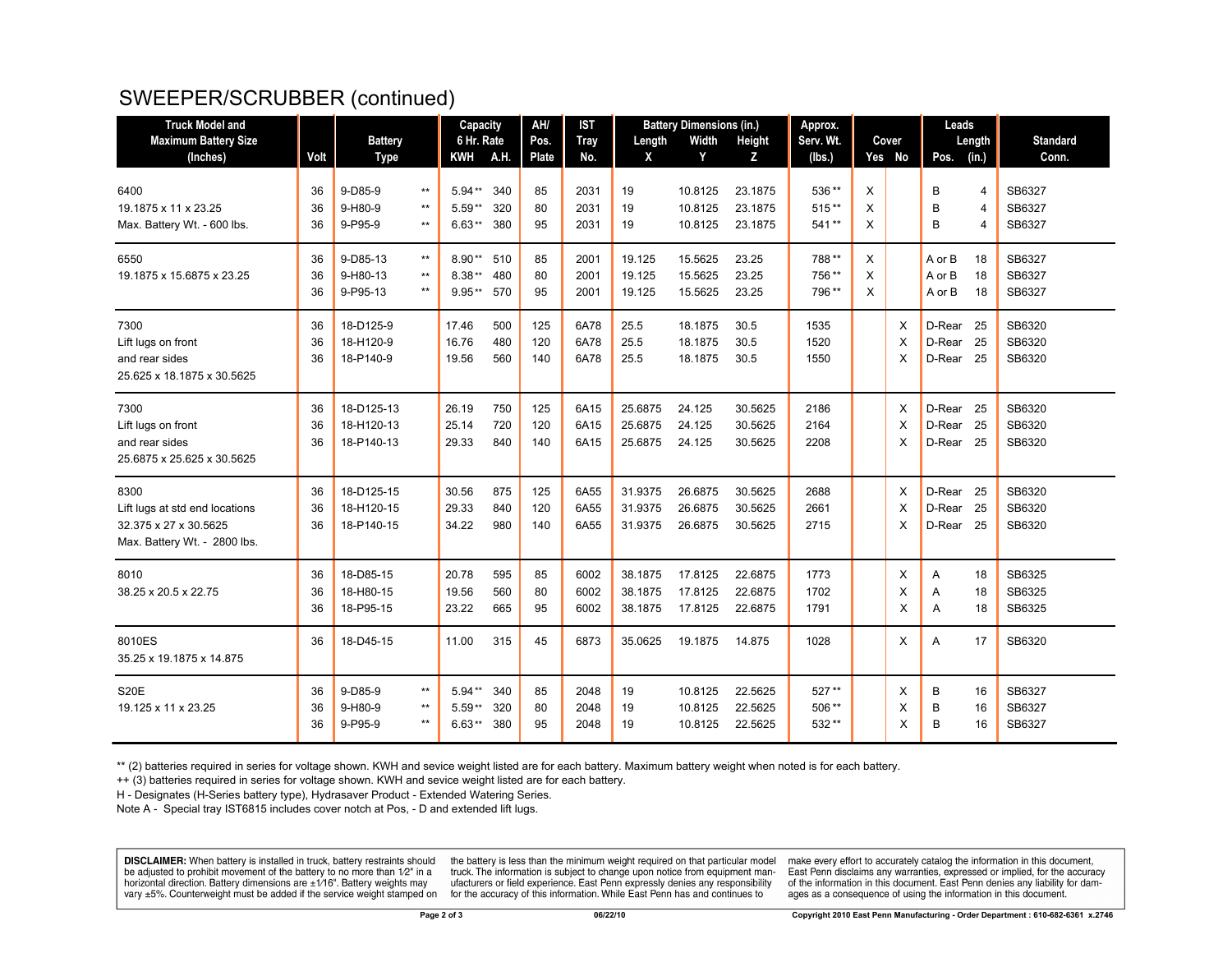# SWEEPER/SCRUBBER (continued)

| Truck Model and Maximum Battery Size (Inches) | Volt | Battery Type | | Capacity 6 Hr. Rate KWH | A.H. | AH/ Pos. Plate | IST Tray No. | Battery Dimensions (in.) Length X | Width Y | Height Z | Approx. Serv. Wt. (lbs.) | Cover Yes | No | Leads Pos. | Length (in.) | Standard Conn. |
|---|---|---|---|---|---|---|---|---|---|---|---|---|---|---|---|---|
| 6400 | 36 | 9-D85-9 | ** | 5.94** | 340 | 85 | 2031 | 19 | 10.8125 | 23.1875 | 536** | X | | B | 4 | SB6327 |
| 19.1875 x 11 x 23.25 | 36 | 9-H80-9 | ** | 5.59** | 320 | 80 | 2031 | 19 | 10.8125 | 23.1875 | 515** | X | | B | 4 | SB6327 |
| Max. Battery Wt. - 600 lbs. | 36 | 9-P95-9 | ** | 6.63** | 380 | 95 | 2031 | 19 | 10.8125 | 23.1875 | 541** | X | | B | 4 | SB6327 |
| 6550 | 36 | 9-D85-13 | ** | 8.90** | 510 | 85 | 2001 | 19.125 | 15.5625 | 23.25 | 788** | X | | A or B | 18 | SB6327 |
| 19.1875 x 15.6875 x 23.25 | 36 | 9-H80-13 | ** | 8.38** | 480 | 80 | 2001 | 19.125 | 15.5625 | 23.25 | 756** | X | | A or B | 18 | SB6327 |
| | 36 | 9-P95-13 | ** | 9.95** | 570 | 95 | 2001 | 19.125 | 15.5625 | 23.25 | 796** | X | | A or B | 18 | SB6327 |
| 7300 | 36 | 18-D125-9 | | 17.46 | 500 | 125 | 6A78 | 25.5 | 18.1875 | 30.5 | 1535 | | X | D-Rear | 25 | SB6320 |
| Lift lugs on front | 36 | 18-H120-9 | | 16.76 | 480 | 120 | 6A78 | 25.5 | 18.1875 | 30.5 | 1520 | | X | D-Rear | 25 | SB6320 |
| and rear sides | 36 | 18-P140-9 | | 19.56 | 560 | 140 | 6A78 | 25.5 | 18.1875 | 30.5 | 1550 | | X | D-Rear | 25 | SB6320 |
| 25.625 x 18.1875 x 30.5625 | | | | | | | | | | | | | | | | |
| 7300 | 36 | 18-D125-13 | | 26.19 | 750 | 125 | 6A15 | 25.6875 | 24.125 | 30.5625 | 2186 | | X | D-Rear | 25 | SB6320 |
| Lift lugs on front | 36 | 18-H120-13 | | 25.14 | 720 | 120 | 6A15 | 25.6875 | 24.125 | 30.5625 | 2164 | | X | D-Rear | 25 | SB6320 |
| and rear sides | 36 | 18-P140-13 | | 29.33 | 840 | 140 | 6A15 | 25.6875 | 24.125 | 30.5625 | 2208 | | X | D-Rear | 25 | SB6320 |
| 25.6875 x 25.625 x 30.5625 | | | | | | | | | | | | | | | | |
| 8300 | 36 | 18-D125-15 | | 30.56 | 875 | 125 | 6A55 | 31.9375 | 26.6875 | 30.5625 | 2688 | | X | D-Rear | 25 | SB6320 |
| Lift lugs at std end locations | 36 | 18-H120-15 | | 29.33 | 840 | 120 | 6A55 | 31.9375 | 26.6875 | 30.5625 | 2661 | | X | D-Rear | 25 | SB6320 |
| 32.375 x 27 x 30.5625 | 36 | 18-P140-15 | | 34.22 | 980 | 140 | 6A55 | 31.9375 | 26.6875 | 30.5625 | 2715 | | X | D-Rear | 25 | SB6320 |
| Max. Battery Wt. - 2800 lbs. | | | | | | | | | | | | | | | | |
| 8010 | 36 | 18-D85-15 | | 20.78 | 595 | 85 | 6002 | 38.1875 | 17.8125 | 22.6875 | 1773 | | X | A | 18 | SB6325 |
| 38.25 x 20.5 x 22.75 | 36 | 18-H80-15 | | 19.56 | 560 | 80 | 6002 | 38.1875 | 17.8125 | 22.6875 | 1702 | | X | A | 18 | SB6325 |
| | 36 | 18-P95-15 | | 23.22 | 665 | 95 | 6002 | 38.1875 | 17.8125 | 22.6875 | 1791 | | X | A | 18 | SB6325 |
| 8010ES | 36 | 18-D45-15 | | 11.00 | 315 | 45 | 6873 | 35.0625 | 19.1875 | 14.875 | 1028 | | X | A | 17 | SB6320 |
| 35.25 x 19.1875 x 14.875 | | | | | | | | | | | | | | | | |
| S20E | 36 | 9-D85-9 | ** | 5.94** | 340 | 85 | 2048 | 19 | 10.8125 | 22.5625 | 527** | | X | B | 16 | SB6327 |
| 19.125 x 11 x 23.25 | 36 | 9-H80-9 | ** | 5.59** | 320 | 80 | 2048 | 19 | 10.8125 | 22.5625 | 506** | | X | B | 16 | SB6327 |
| | 36 | 9-P95-9 | ** | 6.63** | 380 | 95 | 2048 | 19 | 10.8125 | 22.5625 | 532** | | X | B | 16 | SB6327 |

** (2) batteries required in series for voltage shown. KWH and sevice weight listed are for each battery. Maximum battery weight when noted is for each battery.
++ (3) batteries required in series for voltage shown. KWH and sevice weight listed are for each battery.
H - Designates (H-Series battery type), Hydrasaver Product - Extended Watering Series.
Note A - Special tray IST6815 includes cover notch at Pos, - D and extended lift lugs.

**DISCLAIMER:** When battery is installed in truck, battery restraints should be adjusted to prohibit movement of the battery to no more than 1⁄2" in a horizontal direction. Battery dimensions are ±1⁄16". Battery weights may vary ±5%. Counterweight must be added if the service weight stamped on the battery is less than the minimum weight required on that particular model truck. The information is subject to change upon notice from equipment manufacturers or field experience. East Penn expressly denies any responsibility for the accuracy of this information. While East Penn has and continues to make every effort to accurately catalog the information in this document, East Penn disclaims any warranties, expressed or implied, for the accuracy of the information in this document. East Penn denies any liability for damages as a consequence of using the information in this document.

06/22/10

Copyright 2010 East Penn Manufacturing - Order Department : 610-682-6361 x.2746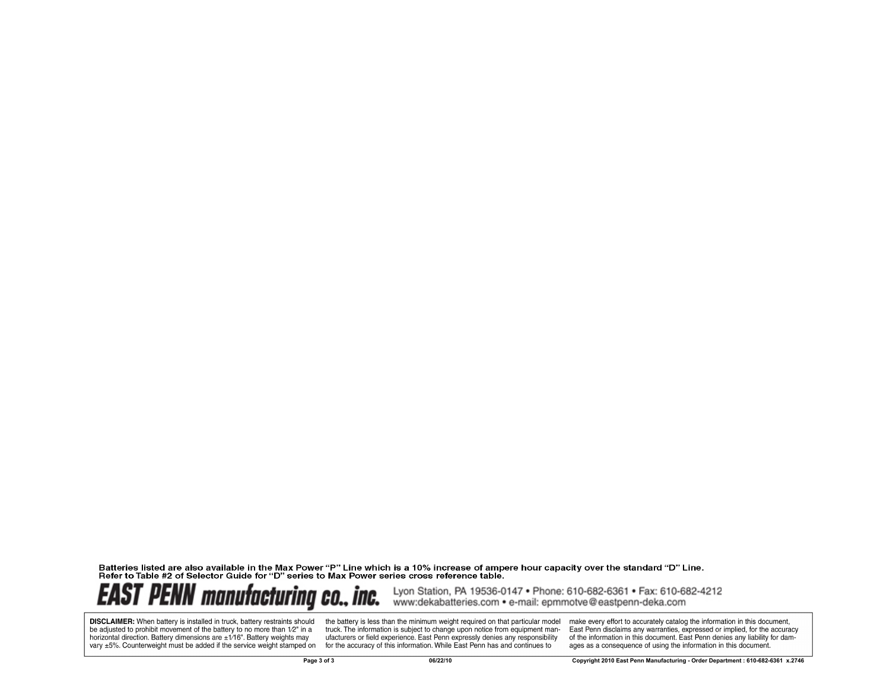**Batteries listed are also available in the Max Power "P" Line which is a 10% increase of ampere hour capacity over the standard "D" Line.**
**Refer to Table #2 of Selector Guide for "D" series to Max Power series cross reference table.**

**EAST PENN manufacturing co., inc.** Lyon Station, PA 19536-0147 • Phone: 610-682-6361 • Fax: 610-682-4212
www:dekabatteries.com • e-mail: epmmotve@eastpenn-deka.com

**DISCLAIMER:** When battery is installed in truck, battery restraints should be adjusted to prohibit movement of the battery to no more than 1⁄2" in a horizontal direction. Battery dimensions are ±1⁄16". Battery weights may vary ±5%. Counterweight must be added if the service weight stamped on the battery is less than the minimum weight required on that particular model truck. The information is subject to change upon notice from equipment manufacturers or field experience. East Penn expressly denies any responsibility for the accuracy of this information. While East Penn has and continues to make every effort to accurately catalog the information in this document, East Penn disclaims any warranties, expressed or implied, for the accuracy of the information in this document. East Penn denies any liability for damages as a consequence of using the information in this document.

06/22/10 Copyright 2010 East Penn Manufacturing - Order Department : 610-682-6361 x.2746